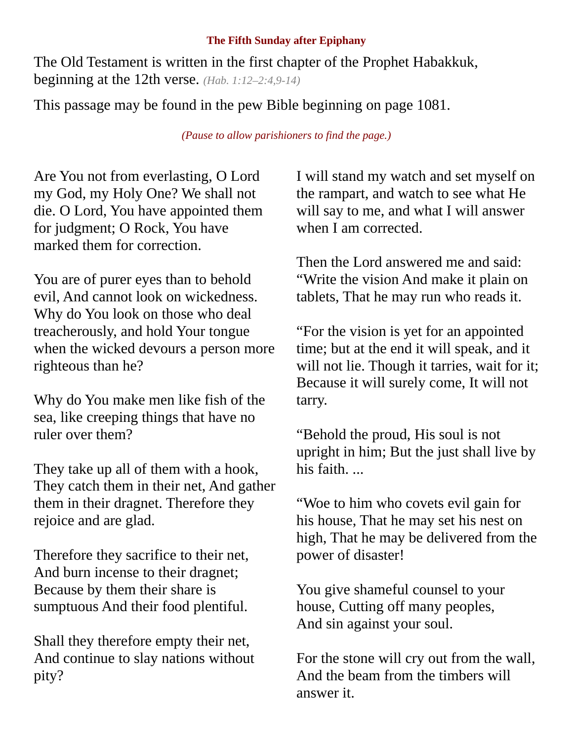### **The Fifth Sunday after Epiphany**

The Old Testament is written in the first chapter of the Prophet Habakkuk, beginning at the 12th verse. *(Hab. 1:12–2:4,9-14)*

This passage may be found in the pew Bible beginning on page 1081.

*(Pause to allow parishioners to find the page.)*

Are You not from everlasting, O Lord my God, my Holy One? We shall not die. O Lord, You have appointed them for judgment; O Rock, You have marked them for correction.

You are of purer eyes than to behold evil, And cannot look on wickedness. Why do You look on those who deal treacherously, and hold Your tongue when the wicked devours a person more righteous than he?

Why do You make men like fish of the sea, like creeping things that have no ruler over them?

They take up all of them with a hook, They catch them in their net, And gather them in their dragnet. Therefore they rejoice and are glad.

Therefore they sacrifice to their net, And burn incense to their dragnet; Because by them their share is sumptuous And their food plentiful.

Shall they therefore empty their net, And continue to slay nations without pity?

I will stand my watch and set myself on the rampart, and watch to see what He will say to me, and what I will answer when I am corrected.

Then the Lord answered me and said: "Write the vision And make it plain on tablets, That he may run who reads it.

"For the vision is yet for an appointed time; but at the end it will speak, and it will not lie. Though it tarries, wait for it; Because it will surely come, It will not tarry.

"Behold the proud, His soul is not upright in him; But the just shall live by his faith. ...

"Woe to him who covets evil gain for his house, That he may set his nest on high, That he may be delivered from the power of disaster!

You give shameful counsel to your house, Cutting off many peoples,
And sin against your soul.

For the stone will cry out from the wall,
And the beam from the timbers will answer it.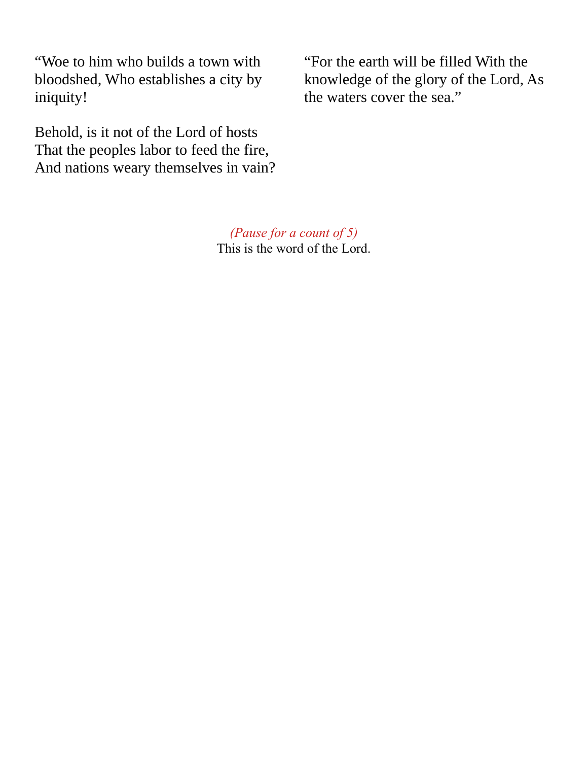“Woe to him who builds a town with bloodshed, Who establishes a city by iniquity!

Behold, is it not of the Lord of hosts
That the peoples labor to feed the fire,
And nations weary themselves in vain?

“For the earth will be filled With the knowledge of the glory of the Lord, As the waters cover the sea.”

*(Pause for a count of 5)*

This is the word of the Lord.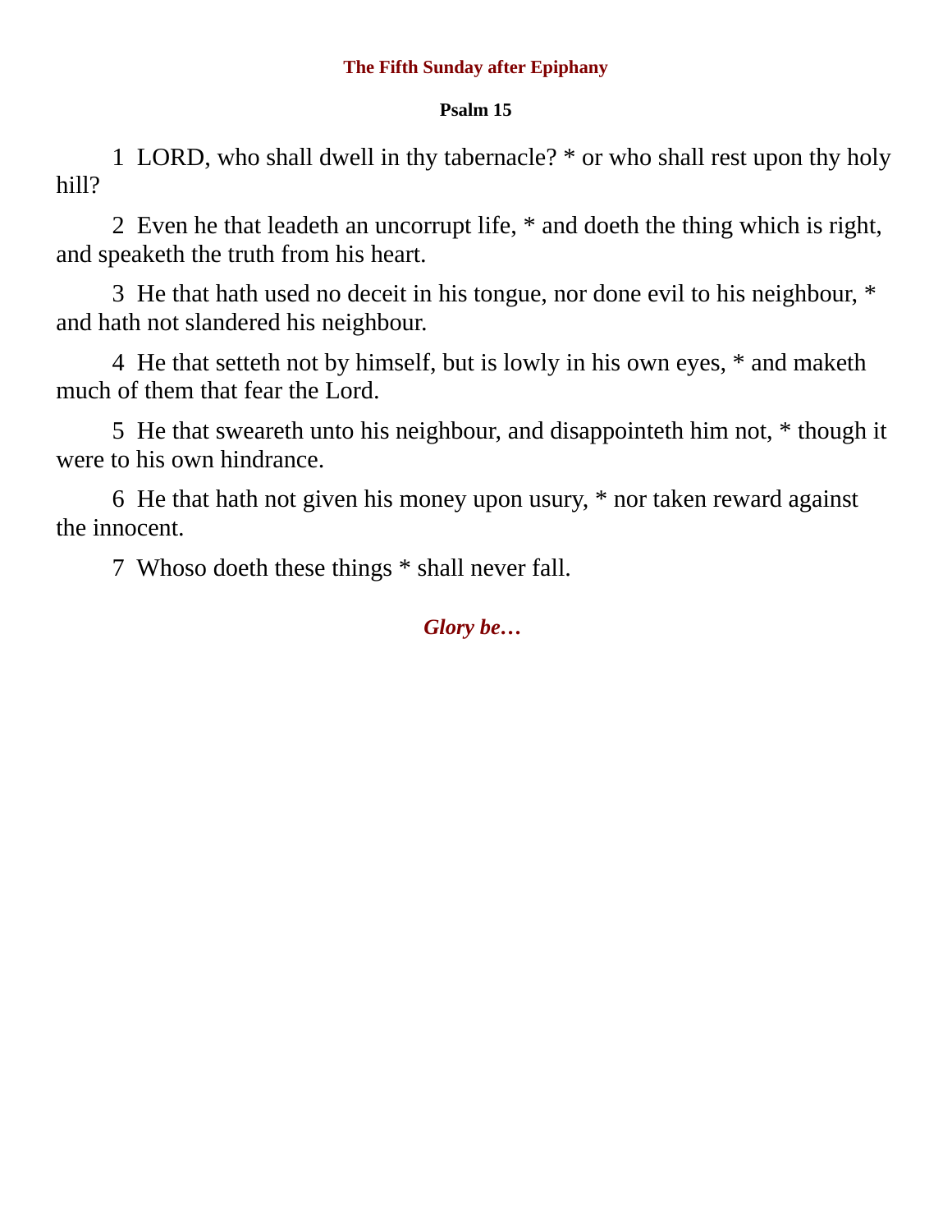## The Fifth Sunday after Epiphany

### Psalm 15

1 LORD, who shall dwell in thy tabernacle? * or who shall rest upon thy holy hill?

2 Even he that leadeth an uncorrupt life, * and doeth the thing which is right, and speaketh the truth from his heart.

3 He that hath used no deceit in his tongue, nor done evil to his neighbour, * and hath not slandered his neighbour.

4 He that setteth not by himself, but is lowly in his own eyes, * and maketh much of them that fear the Lord.

5 He that sweareth unto his neighbour, and disappointeth him not, * though it were to his own hindrance.

6 He that hath not given his money upon usury, * nor taken reward against the innocent.

7 Whoso doeth these things * shall never fall.

***Glory be…***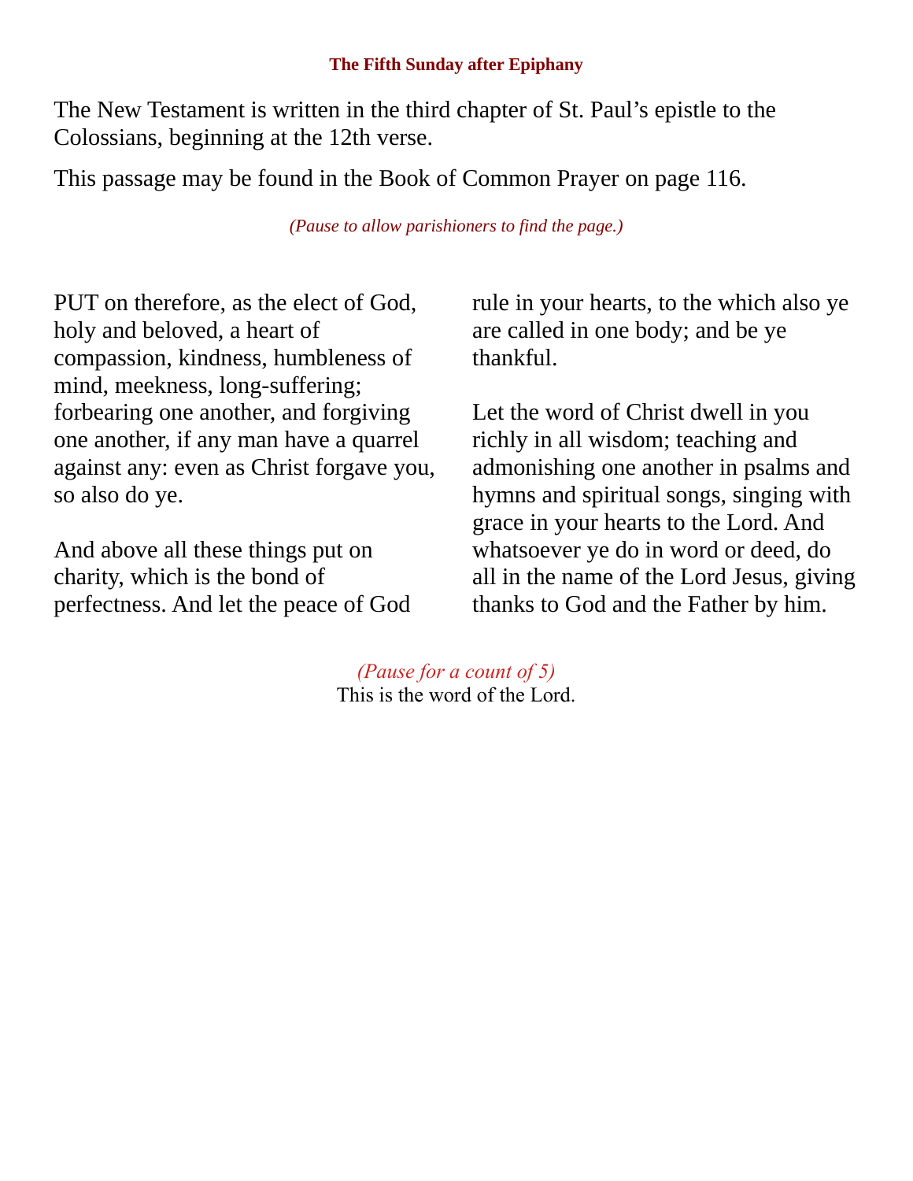**The Fifth Sunday after Epiphany**

The New Testament is written in the third chapter of St. Paul's epistle to the Colossians, beginning at the 12th verse.

This passage may be found in the Book of Common Prayer on page 116.

*(Pause to allow parishioners to find the page.)*

PUT on therefore, as the elect of God, holy and beloved, a heart of compassion, kindness, humbleness of mind, meekness, long-suffering; forbearing one another, and forgiving one another, if any man have a quarrel against any: even as Christ forgave you, so also do ye.

And above all these things put on charity, which is the bond of perfectness. And let the peace of God rule in your hearts, to the which also ye are called in one body; and be ye thankful.

Let the word of Christ dwell in you richly in all wisdom; teaching and admonishing one another in psalms and hymns and spiritual songs, singing with grace in your hearts to the Lord. And whatsoever ye do in word or deed, do all in the name of the Lord Jesus, giving thanks to God and the Father by him.

*(Pause for a count of 5)*

This is the word of the Lord.